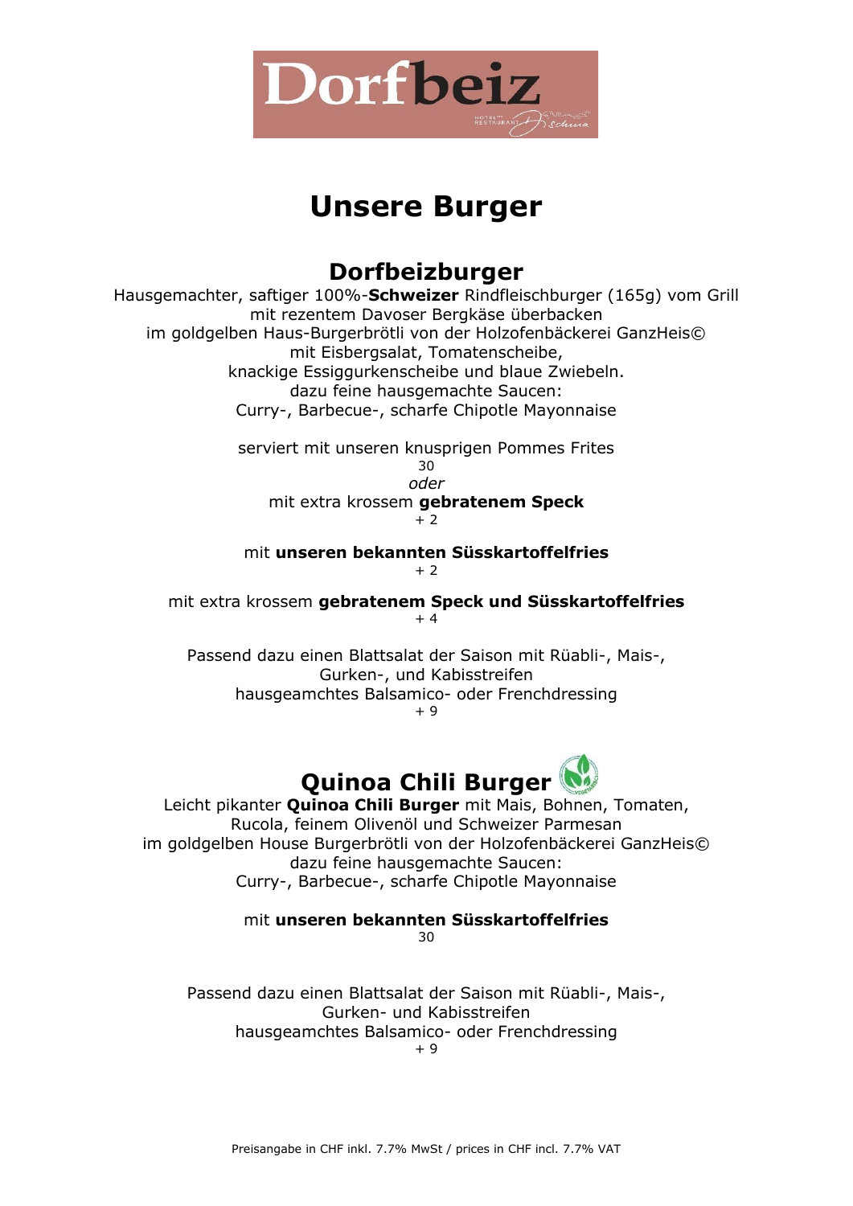# Dorfbeiz

HOTEL RESTAURANT Schwa

## Unsere Burger

### Dorfbeizburger

Hausgemachter, saftiger 100%-**Schweizer** Rindfleischburger (165g) vom Grill
mit rezentem Davoser Bergkäse überbacken
im goldgelben Haus-Burgerbrötli von der Holzofenbäckerei GanzHeis©
mit Eisbergsalat, Tomatenscheibe,
knackige Essiggurkenscheibe und blaue Zwiebeln.
dazu feine hausgemachte Saucen:
Curry-, Barbecue-, scharfe Chipotle Mayonnaise

serviert mit unseren knusprigen Pommes Frites
30
*oder*
mit extra krossem **gebratenem Speck**
+ 2

mit **unseren bekannten Süsskartoffelfries**
+ 2

mit extra krossem **gebratenem Speck und Süsskartoffelfries**
+ 4

Passend dazu einen Blattsalat der Saison mit Rüabli-, Mais-,
Gurken-, und Kabisstreifen
hausgeamchtes Balsamico- oder Frenchdressing
+ 9

### Quinoa Chili Burger

Leicht pikanter **Quinoa Chili Burger** mit Mais, Bohnen, Tomaten,
Rucola, feinem Olivenöl und Schweizer Parmesan
im goldgelben House Burgerbrötli von der Holzofenbäckerei GanzHeis©
dazu feine hausgemachte Saucen:
Curry-, Barbecue-, scharfe Chipotle Mayonnaise

mit **unseren bekannten Süsskartoffelfries**
30

Passend dazu einen Blattsalat der Saison mit Rüabli-, Mais-,
Gurken- und Kabisstreifen
hausgeamchtes Balsamico- oder Frenchdressing
+ 9

Preisangabe in CHF inkl. 7.7% MwSt / prices in CHF incl. 7.7% VAT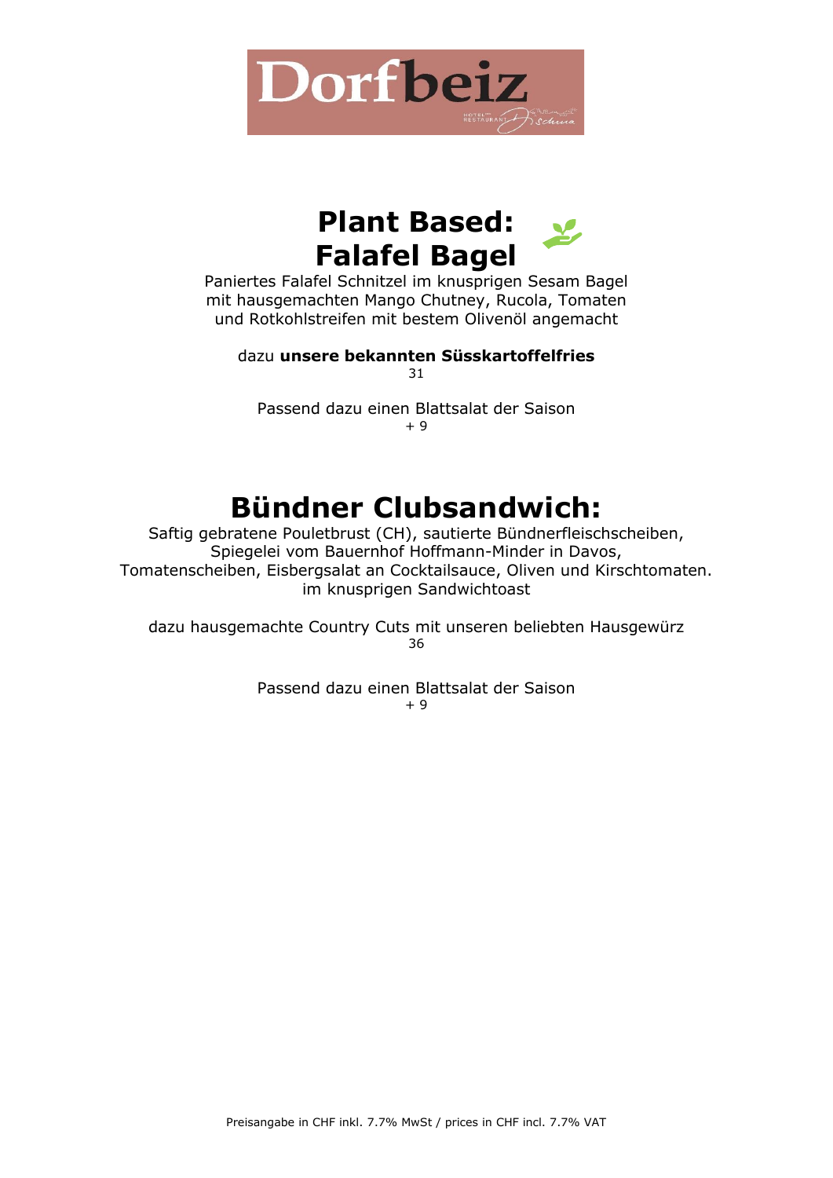Dorfbeiz

# Plant Based: Falafel Bagel

Paniertes Falafel Schnitzel im knusprigen Sesam Bagel mit hausgemachten Mango Chutney, Rucola, Tomaten und Rotkohlstreifen mit bestem Olivenöl angemacht

dazu **unsere bekannten Süsskartoffelfries**
31

Passend dazu einen Blattsalat der Saison
+ 9

# Bündner Clubsandwich:

Saftig gebratene Pouletbrust (CH), sautierte Bündnerfleischscheiben, Spiegelei vom Bauernhof Hoffmann-Minder in Davos, Tomatenscheiben, Eisbergsalat an Cocktailsauce, Oliven und Kirschtomaten. im knusprigen Sandwichtoast

dazu hausgemachte Country Cuts mit unseren beliebten Hausgewürz
36

Passend dazu einen Blattsalat der Saison
+ 9

Preisangabe in CHF inkl. 7.7% MwSt / prices in CHF incl. 7.7% VAT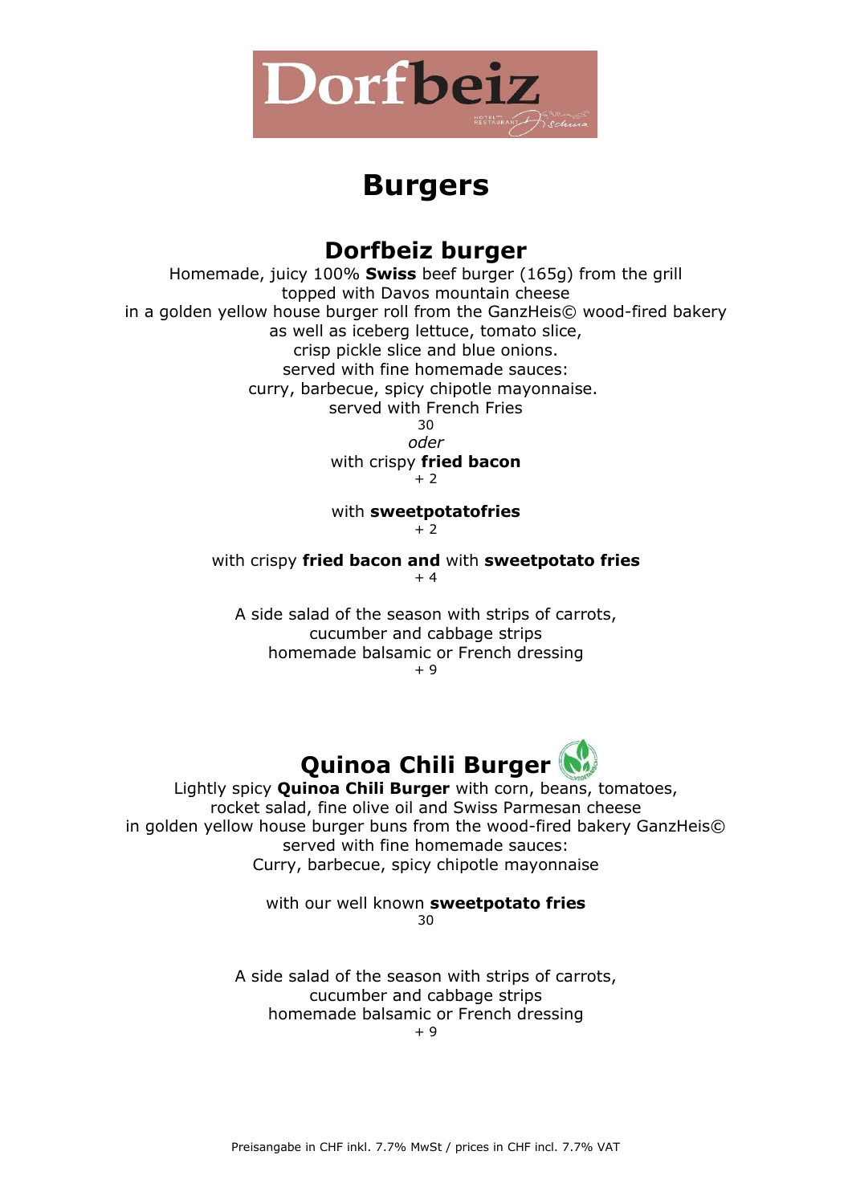Dorfbeiz

# Burgers

## Dorfbeiz burger

Homemade, juicy 100% **Swiss** beef burger (165g) from the grill
topped with Davos mountain cheese
in a golden yellow house burger roll from the GanzHeis© wood-fired bakery
as well as iceberg lettuce, tomato slice,
crisp pickle slice and blue onions.
served with fine homemade sauces:
curry, barbecue, spicy chipotle mayonnaise.
served with French Fries
30
*oder*
with crispy **fried bacon**
+ 2

with **sweetpotatofries**
+ 2

with crispy **fried bacon and** with **sweetpotato fries**
+ 4

A side salad of the season with strips of carrots,
cucumber and cabbage strips
homemade balsamic or French dressing
+ 9

## Quinoa Chili Burger

Lightly spicy **Quinoa Chili Burger** with corn, beans, tomatoes,
rocket salad, fine olive oil and Swiss Parmesan cheese
in golden yellow house burger buns from the wood-fired bakery GanzHeis©
served with fine homemade sauces:
Curry, barbecue, spicy chipotle mayonnaise

with our well known **sweetpotato fries**
30

A side salad of the season with strips of carrots,
cucumber and cabbage strips
homemade balsamic or French dressing
+ 9

Preisangabe in CHF inkl. 7.7% MwSt / prices in CHF incl. 7.7% VAT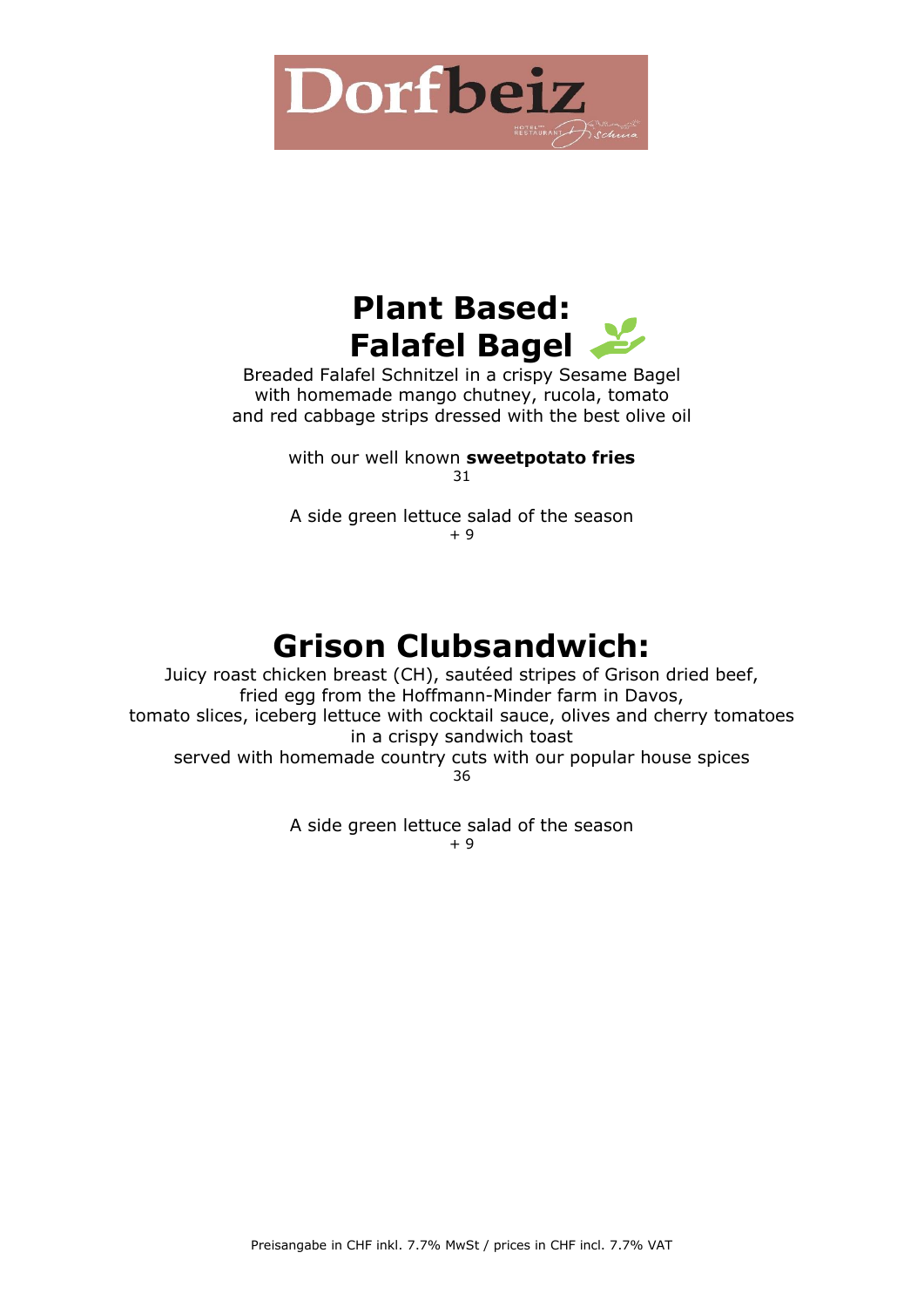Dorfbeiz

# Plant Based: Falafel Bagel

Breaded Falafel Schnitzel in a crispy Sesame Bagel
with homemade mango chutney, rucola, tomato
and red cabbage strips dressed with the best olive oil

with our well known **sweetpotato fries**
31

A side green lettuce salad of the season
+ 9

# Grison Clubsandwich:

Juicy roast chicken breast (CH), sautéed stripes of Grison dried beef,
fried egg from the Hoffmann-Minder farm in Davos,
tomato slices, iceberg lettuce with cocktail sauce, olives and cherry tomatoes
in a crispy sandwich toast
served with homemade country cuts with our popular house spices
36

A side green lettuce salad of the season
+ 9

Preisangabe in CHF inkl. 7.7% MwSt / prices in CHF incl. 7.7% VAT